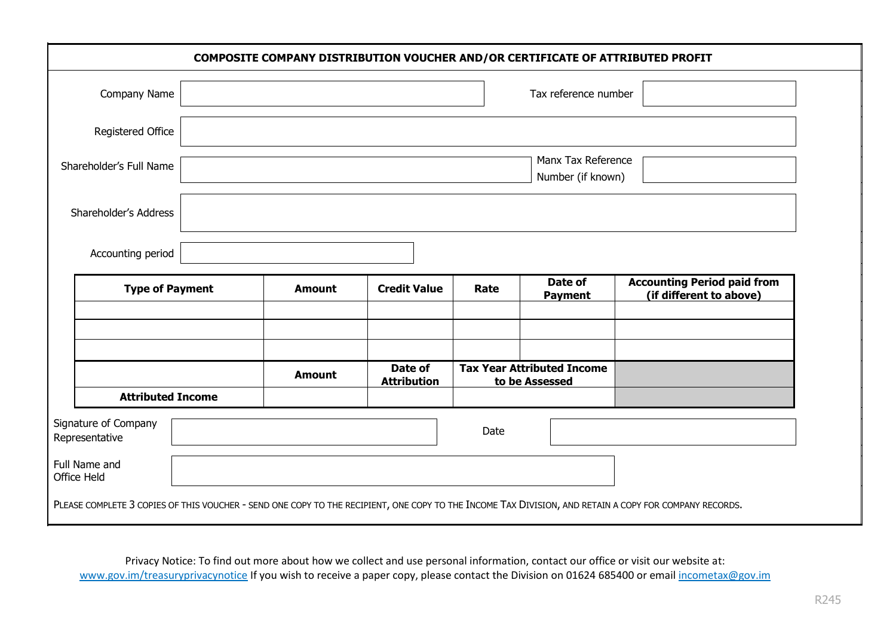# COMPOSITE COMPANY DISTRIBUTION VOUCHER AND/OR CERTIFICATE OF ATTRIBUTED PROFIT

Company Name | | Tax reference number |
---|---|---|---
| | | |

| | | | |
|---|---|---|---|
| Company Name | | Tax reference number | |
| Registered Office | | | |
| Shareholder's Full Name | | Manx Tax Reference Number (if known) | |
| Shareholder's Address | | | |
| Accounting period | | | |

| Type of Payment | Amount | Credit Value | Rate | Date of Payment | Accounting Period paid from (if different to above) |
|---|---|---|---|---|---|
| | | | | | |
| | | | | | |
| | | | | | |
| | **Amount** | **Date of Attribution** | **Tax Year Attributed Income to be Assessed** | | |
| **Attributed Income** | | | | | |

| | | | |
|---|---|---|---|
| Signature of Company Representative | | Date | |
| Full Name and Office Held | | | |

PLEASE COMPLETE 3 COPIES OF THIS VOUCHER - SEND ONE COPY TO THE RECIPIENT, ONE COPY TO THE INCOME TAX DIVISION, AND RETAIN A COPY FOR COMPANY RECORDS.

Privacy Notice: To find out more about how we collect and use personal information, contact our office or visit our website at: www.gov.im/treasuryprivacynotice If you wish to receive a paper copy, please contact the Division on 01624 685400 or email incometax@gov.im

R245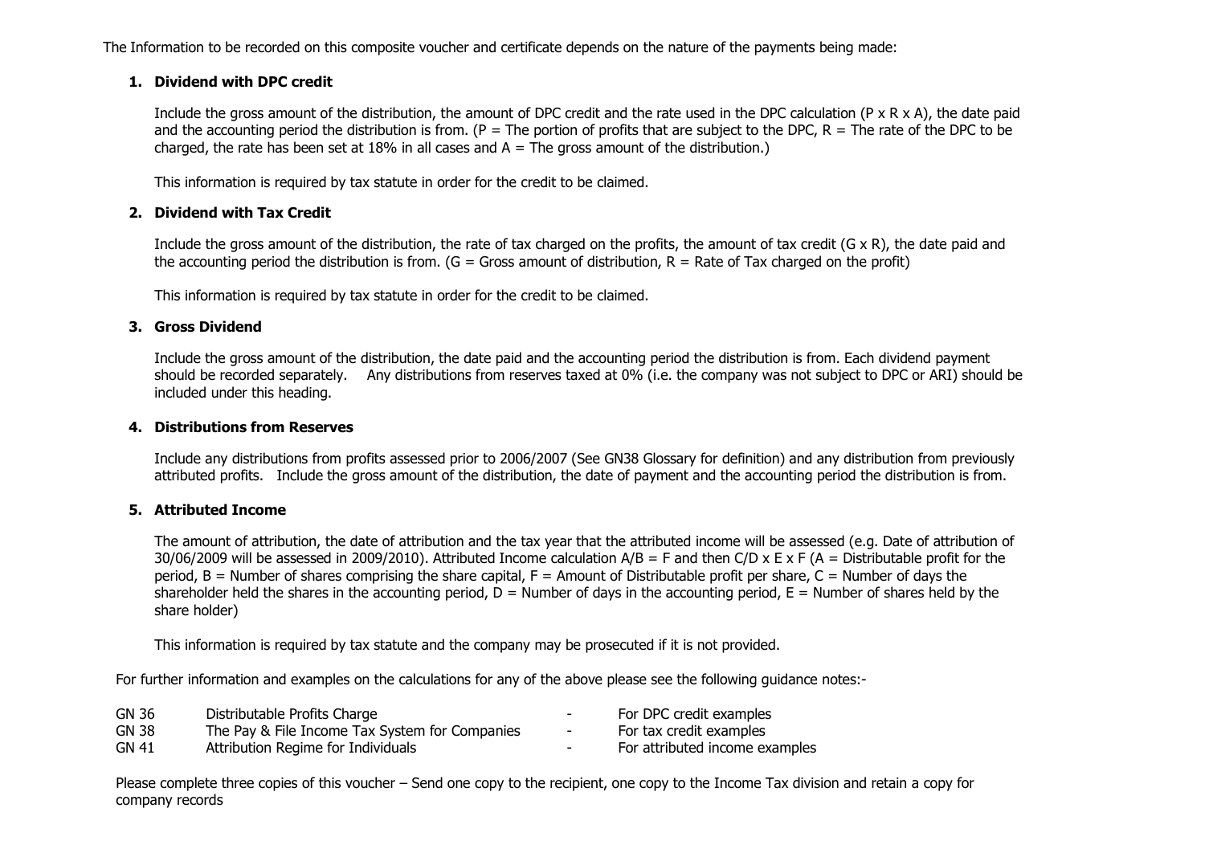The Information to be recorded on this composite voucher and certificate depends on the nature of the payments being made:

1. **Dividend with DPC credit**

   Include the gross amount of the distribution, the amount of DPC credit and the rate used in the DPC calculation (P x R x A), the date paid and the accounting period the distribution is from. (P = The portion of profits that are subject to the DPC, R = The rate of the DPC to be charged, the rate has been set at 18% in all cases and A = The gross amount of the distribution.)

   This information is required by tax statute in order for the credit to be claimed.

2. **Dividend with Tax Credit**

   Include the gross amount of the distribution, the rate of tax charged on the profits, the amount of tax credit (G x R), the date paid and the accounting period the distribution is from. (G = Gross amount of distribution, R = Rate of Tax charged on the profit)

   This information is required by tax statute in order for the credit to be claimed.

3. **Gross Dividend**

   Include the gross amount of the distribution, the date paid and the accounting period the distribution is from. Each dividend payment should be recorded separately. Any distributions from reserves taxed at 0% (i.e. the company was not subject to DPC or ARI) should be included under this heading.

4. **Distributions from Reserves**

   Include any distributions from profits assessed prior to 2006/2007 (See GN38 Glossary for definition) and any distribution from previously attributed profits. Include the gross amount of the distribution, the date of payment and the accounting period the distribution is from.

5. **Attributed Income**

   The amount of attribution, the date of attribution and the tax year that the attributed income will be assessed (e.g. Date of attribution of 30/06/2009 will be assessed in 2009/2010). Attributed Income calculation A/B = F and then C/D x E x F (A = Distributable profit for the period, B = Number of shares comprising the share capital, F = Amount of Distributable profit per share, C = Number of days the shareholder held the shares in the accounting period, D = Number of days in the accounting period, E = Number of shares held by the share holder)

   This information is required by tax statute and the company may be prosecuted if it is not provided.

For further information and examples on the calculations for any of the above please see the following guidance notes:-

| | | | |
|---|---|---|---|
| GN 36 | Distributable Profits Charge | - | For DPC credit examples |
| GN 38 | The Pay & File Income Tax System for Companies | - | For tax credit examples |
| GN 41 | Attribution Regime for Individuals | - | For attributed income examples |

Please complete three copies of this voucher – Send one copy to the recipient, one copy to the Income Tax division and retain a copy for company records